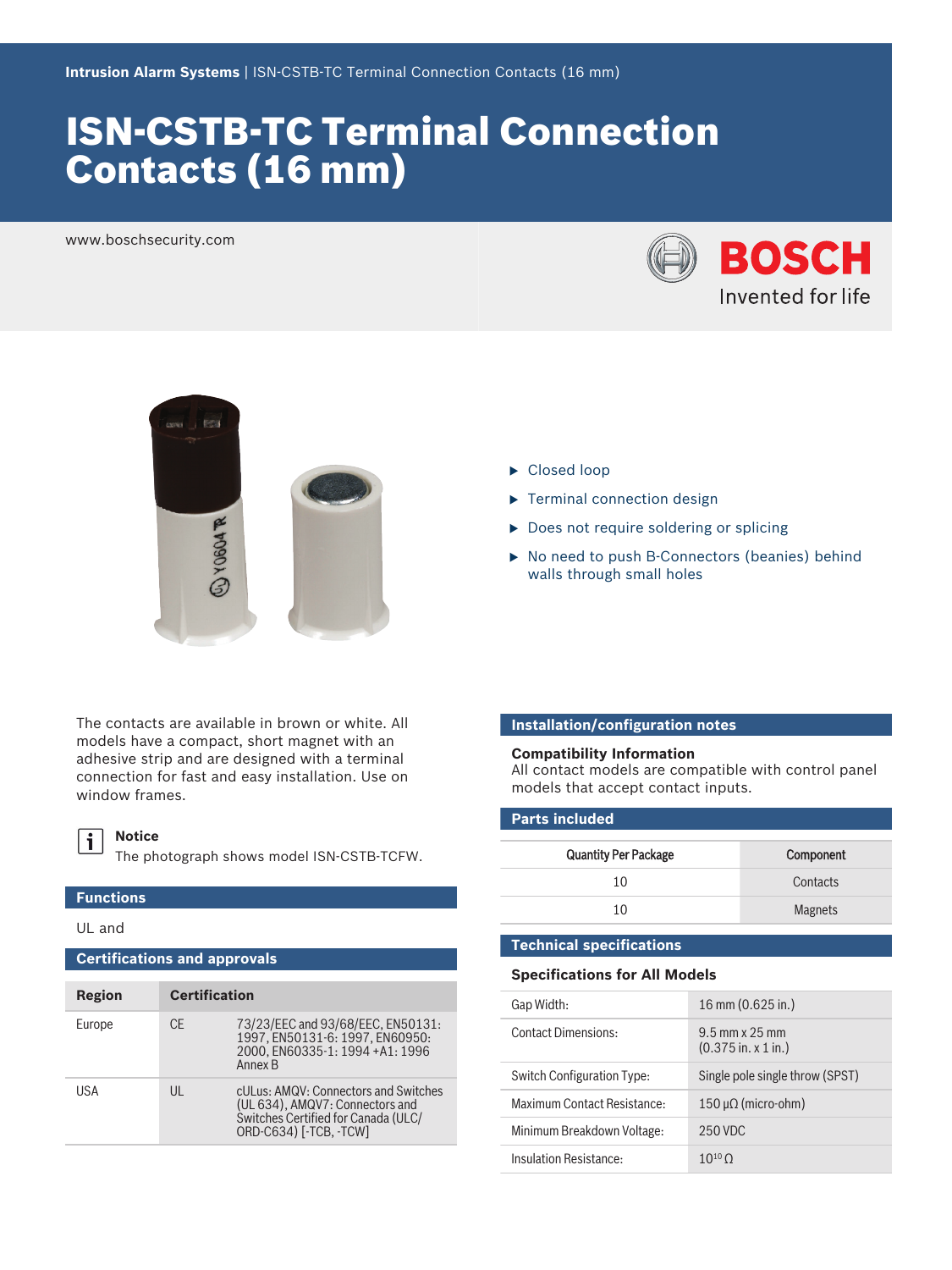Intrusion Alarm Systems | ISN-CSTB-TC Terminal Connection Contacts (16 mm)

# ISN-CSTB-TC Terminal Connection Contacts (16 mm)

www.boschsecurity.com

BOSCH Invented for life

- Closed loop
- Terminal connection design
- Does not require soldering or splicing
- No need to push B-Connectors (beanies) behind walls through small holes

The contacts are available in brown or white. All models have a compact, short magnet with an adhesive strip and are designed with a terminal connection for fast and easy installation. Use on window frames.

**Notice**
The photograph shows model ISN-CSTB-TCFW.

## Functions

UL and

## Certifications and approvals

| Region | Certification | |
|---|---|---|
| Europe | CE | 73/23/EEC and 93/68/EEC, EN50131: 1997, EN50131-6: 1997, EN60950: 2000, EN60335-1: 1994 +A1: 1996 Annex B |
| USA | UL | cULus: AMQV: Connectors and Switches (UL 634), AMQV7: Connectors and Switches Certified for Canada (ULC/ ORD-C634) [-TCB, -TCW] |

## Installation/configuration notes

### Compatibility Information

All contact models are compatible with control panel models that accept contact inputs.

## Parts included

| Quantity Per Package | Component |
|---|---|
| 10 | Contacts |
| 10 | Magnets |

## Technical specifications

### Specifications for All Models

| | |
|---|---|
| Gap Width: | 16 mm (0.625 in.) |
| Contact Dimensions: | 9.5 mm x 25 mm (0.375 in. x 1 in.) |
| Switch Configuration Type: | Single pole single throw (SPST) |
| Maximum Contact Resistance: | 150 μΩ (micro-ohm) |
| Minimum Breakdown Voltage: | 250 VDC |
| Insulation Resistance: | $10^{10}$ Ω |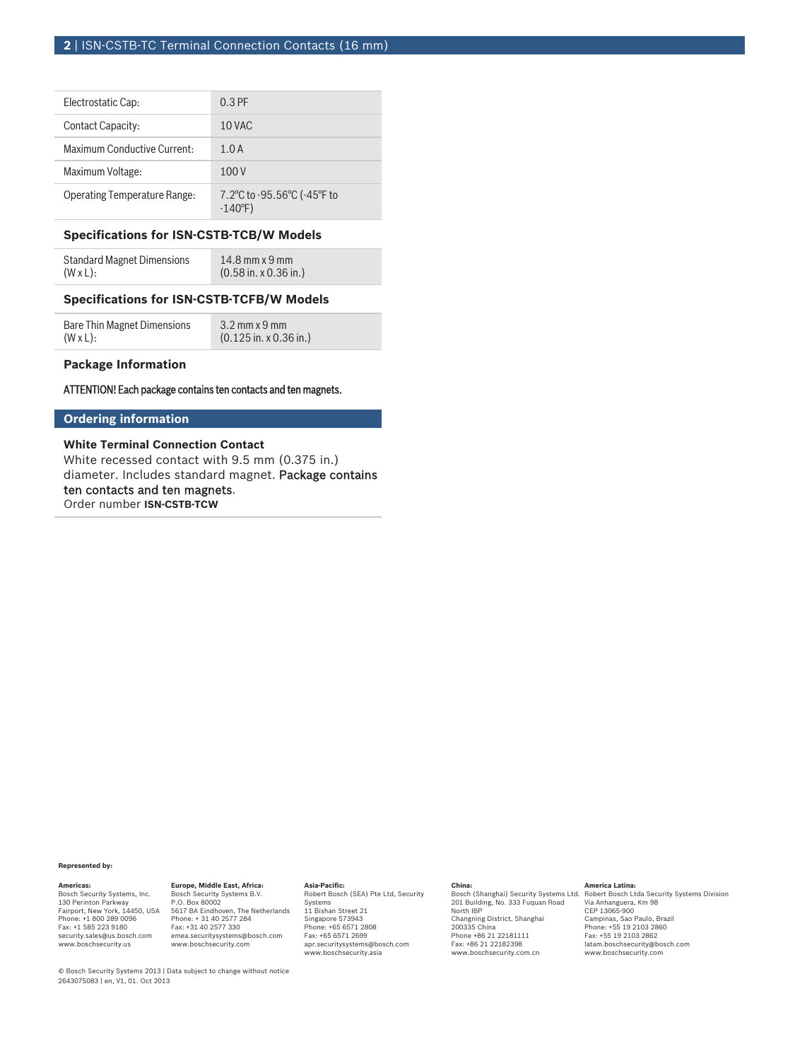| | |
|---|---|
| Electrostatic Cap: | 0.3 PF |
| Contact Capacity: | 10 VAC |
| Maximum Conductive Current: | 1.0 A |
| Maximum Voltage: | 100 V |
| Operating Temperature Range: | 7.2°C to -95.56°C (-45°F to -140°F) |

### Specifications for ISN-CSTB-TCB/W Models

| | |
|---|---|
| Standard Magnet Dimensions (W x L): | 14.8 mm x 9 mm (0.58 in. x 0.36 in.) |

### Specifications for ISN-CSTB-TCFB/W Models

| | |
|---|---|
| Bare Thin Magnet Dimensions (W x L): | 3.2 mm x 9 mm (0.125 in. x 0.36 in.) |

### Package Information

ATTENTION! Each package contains ten contacts and ten magnets.

## Ordering information

**White Terminal Connection Contact**
White recessed contact with 9.5 mm (0.375 in.) diameter. Includes standard magnet. Package contains ten contacts and ten magnets.
Order number **ISN-CSTB-TCW**

**Represented by:**

**Americas:**
Bosch Security Systems, Inc.
130 Perinton Parkway
Fairport, New York, 14450, USA
Phone: +1 800 289 0096
Fax: +1 585 223 9180
security.sales@us.bosch.com
www.boschsecurity.us

**Europe, Middle East, Africa:**
Bosch Security Systems B.V.
P.O. Box 80002
5617 BA Eindhoven, The Netherlands
Phone: + 31 40 2577 284
Fax: +31 40 2577 330
emea.securitysystems@bosch.com
www.boschsecurity.com

**Asia-Pacific:**
Robert Bosch (SEA) Pte Ltd, Security Systems
11 Bishan Street 21
Singapore 573943
Phone: +65 6571 2808
Fax: +65 6571 2699
apr.securitysystems@bosch.com
www.boschsecurity.asia

**China:**
Bosch (Shanghai) Security Systems Ltd.
201 Building, No. 333 Fuquan Road
North IBP
Changning District, Shanghai
200335 China
Phone +86 21 22181111
Fax: +86 21 22182398
www.boschsecurity.com.cn

**America Latina:**
Robert Bosch Ltda Security Systems Division
Via Anhanguera, Km 98
CEP 13065-900
Campinas, Sao Paulo, Brazil
Phone: +55 19 2103 2860
Fax: +55 19 2103 2862
latam.boschsecurity@bosch.com
www.boschsecurity.com

© Bosch Security Systems 2013 | Data subject to change without notice
2643075083 | en, V1, 01. Oct 2013